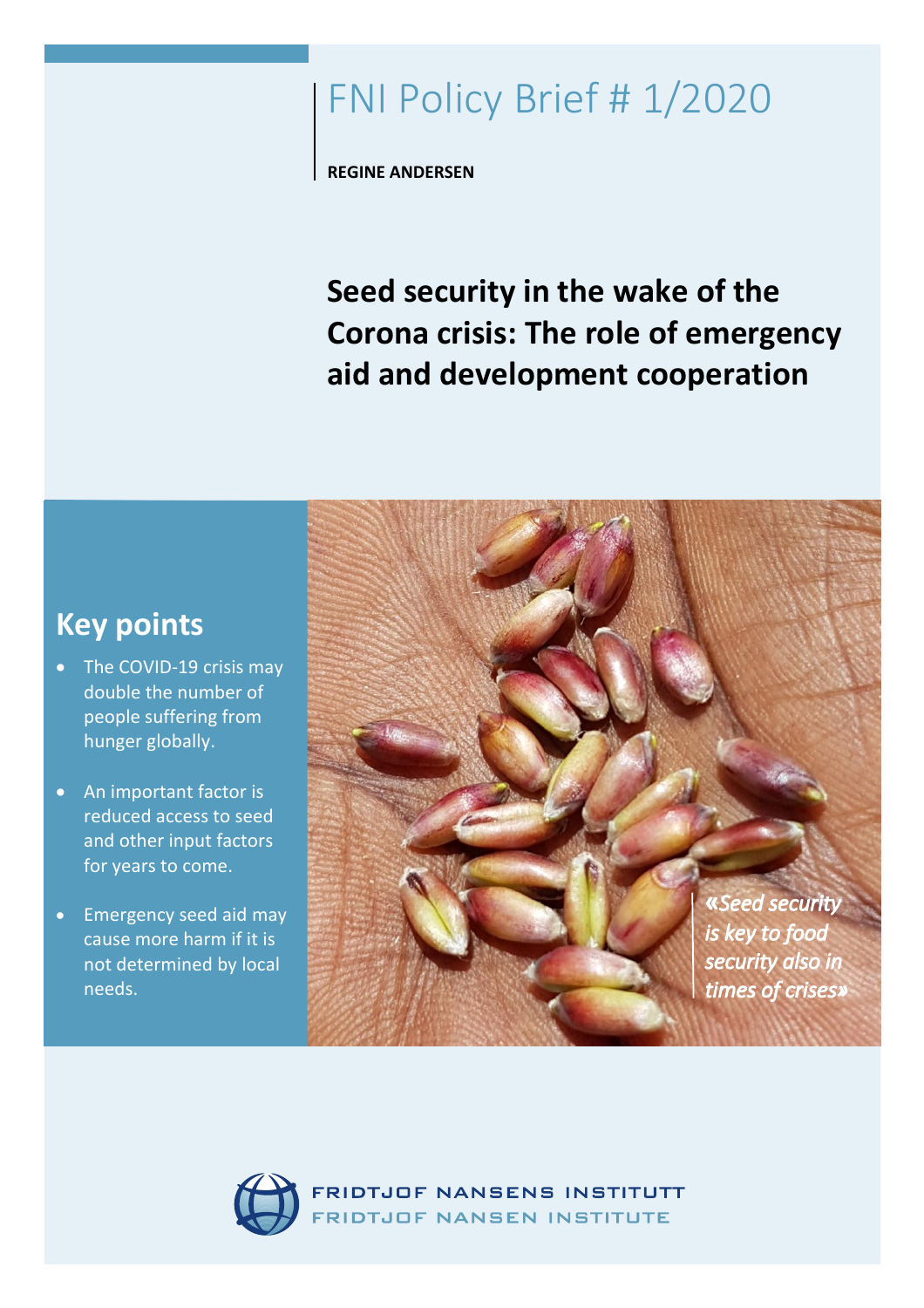# FNI Policy Brief # 1/2020

**REGINE ANDERSEN**

## Seed security in the wake of the Corona crisis: The role of emergency aid and development cooperation

## Key points

- The COVID-19 crisis may double the number of people suffering from hunger globally.
- An important factor is reduced access to seed and other input factors for years to come.
- Emergency seed aid may cause more harm if it is not determined by local needs.

*«Seed security is key to food security also in times of crises»*

FRIDTJOF NANSENS INSTITUTT
FRIDTJOF NANSEN INSTITUTE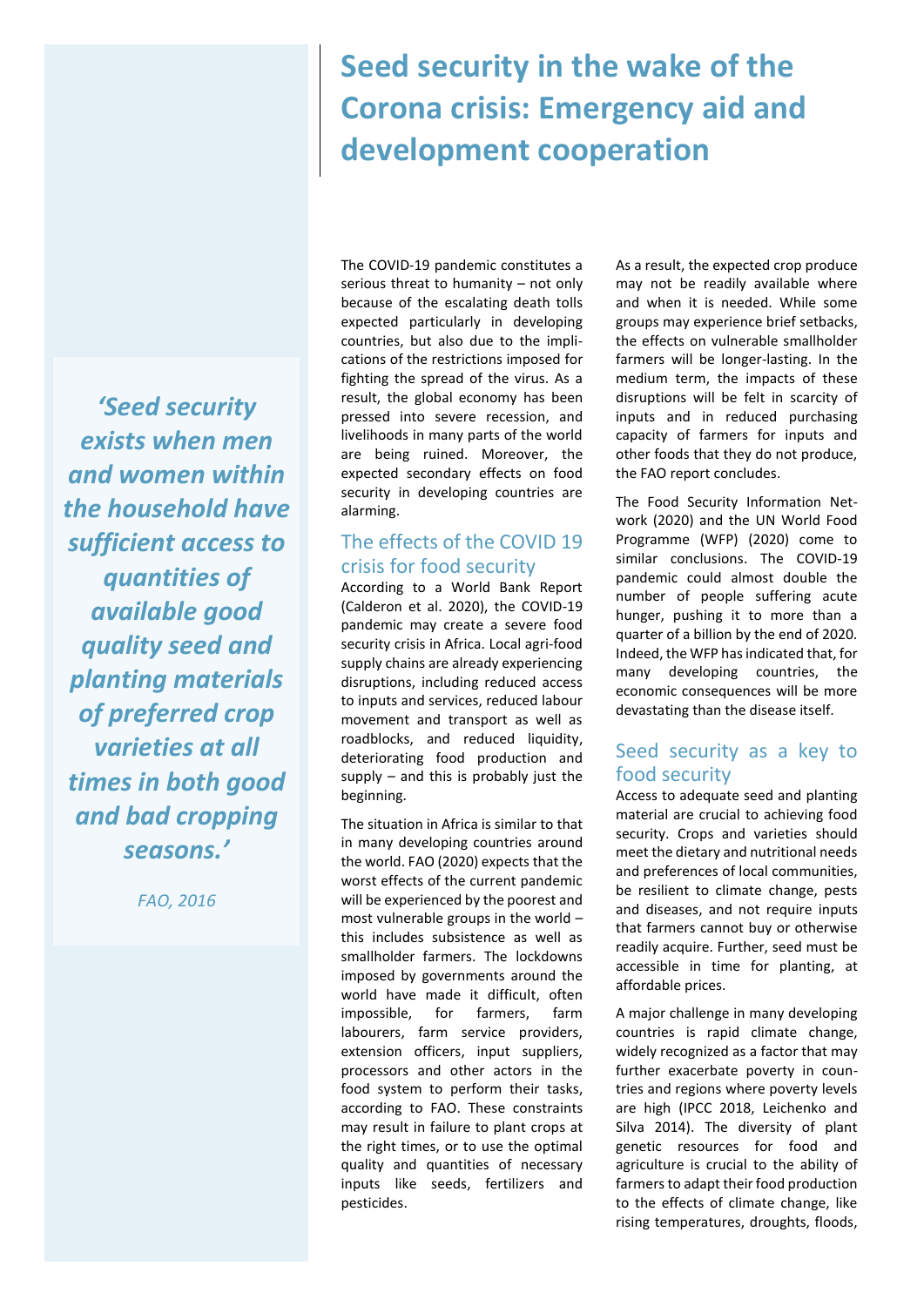# Seed security in the wake of the Corona crisis: Emergency aid and development cooperation

> *'Seed security exists when men and women within the household have sufficient access to quantities of available good quality seed and planting materials of preferred crop varieties at all times in both good and bad cropping seasons.'*
>
> *FAO, 2016*

The COVID-19 pandemic constitutes a serious threat to humanity – not only because of the escalating death tolls expected particularly in developing countries, but also due to the implications of the restrictions imposed for fighting the spread of the virus. As a result, the global economy has been pressed into severe recession, and livelihoods in many parts of the world are being ruined. Moreover, the expected secondary effects on food security in developing countries are alarming.

## The effects of the COVID 19 crisis for food security

According to a World Bank Report (Calderon et al. 2020), the COVID-19 pandemic may create a severe food security crisis in Africa. Local agri-food supply chains are already experiencing disruptions, including reduced access to inputs and services, reduced labour movement and transport as well as roadblocks, and reduced liquidity, deteriorating food production and supply – and this is probably just the beginning.

The situation in Africa is similar to that in many developing countries around the world. FAO (2020) expects that the worst effects of the current pandemic will be experienced by the poorest and most vulnerable groups in the world – this includes subsistence as well as smallholder farmers. The lockdowns imposed by governments around the world have made it difficult, often impossible, for farmers, farm labourers, farm service providers, extension officers, input suppliers, processors and other actors in the food system to perform their tasks, according to FAO. These constraints may result in failure to plant crops at the right times, or to use the optimal quality and quantities of necessary inputs like seeds, fertilizers and pesticides.

As a result, the expected crop produce may not be readily available where and when it is needed. While some groups may experience brief setbacks, the effects on vulnerable smallholder farmers will be longer-lasting. In the medium term, the impacts of these disruptions will be felt in scarcity of inputs and in reduced purchasing capacity of farmers for inputs and other foods that they do not produce, the FAO report concludes.

The Food Security Information Network (2020) and the UN World Food Programme (WFP) (2020) come to similar conclusions. The COVID-19 pandemic could almost double the number of people suffering acute hunger, pushing it to more than a quarter of a billion by the end of 2020. Indeed, the WFP has indicated that, for many developing countries, the economic consequences will be more devastating than the disease itself.

## Seed security as a key to food security

Access to adequate seed and planting material are crucial to achieving food security. Crops and varieties should meet the dietary and nutritional needs and preferences of local communities, be resilient to climate change, pests and diseases, and not require inputs that farmers cannot buy or otherwise readily acquire. Further, seed must be accessible in time for planting, at affordable prices.

A major challenge in many developing countries is rapid climate change, widely recognized as a factor that may further exacerbate poverty in countries and regions where poverty levels are high (IPCC 2018, Leichenko and Silva 2014). The diversity of plant genetic resources for food and agriculture is crucial to the ability of farmers to adapt their food production to the effects of climate change, like rising temperatures, droughts, floods,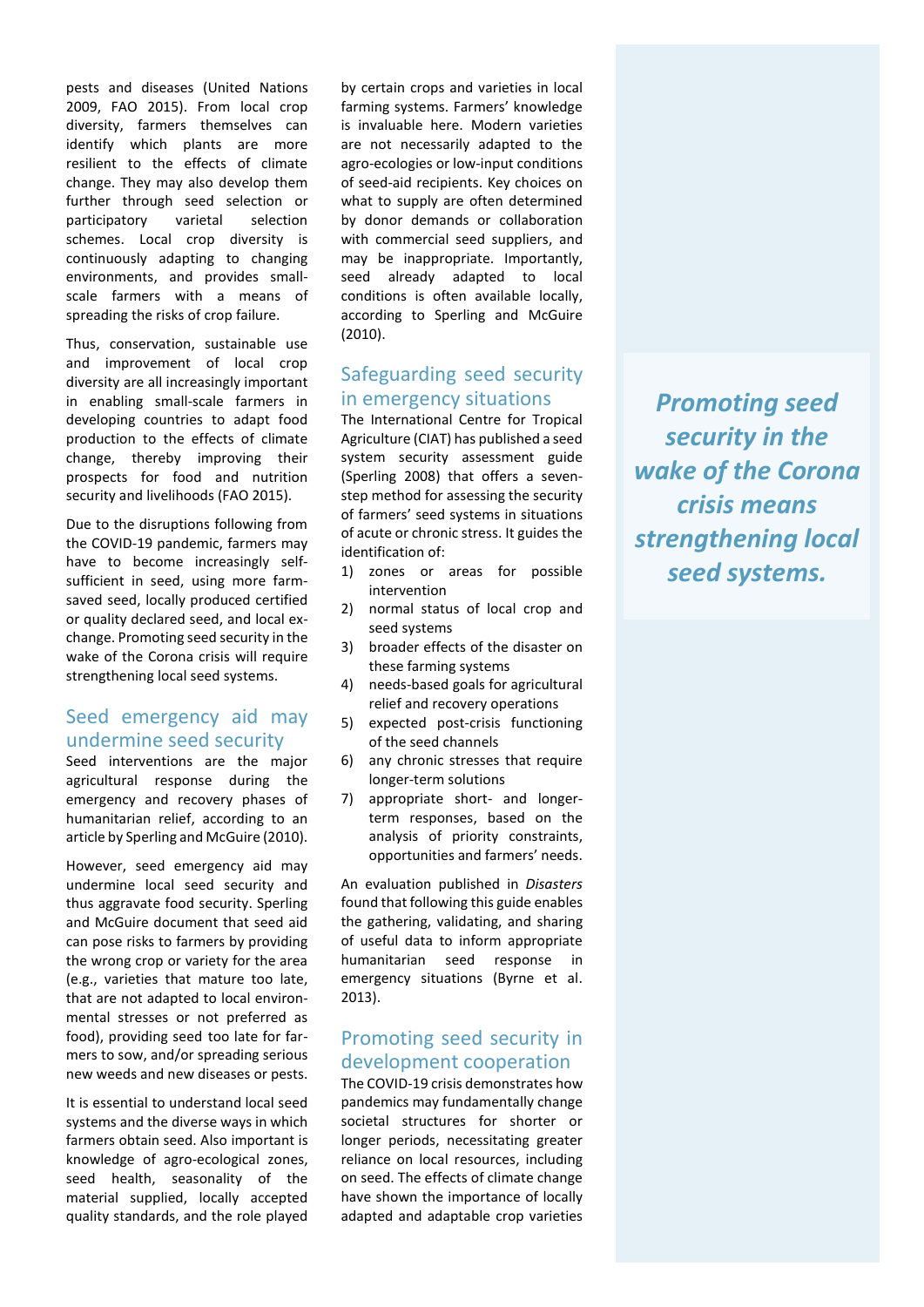pests and diseases (United Nations 2009, FAO 2015). From local crop diversity, farmers themselves can identify which plants are more resilient to the effects of climate change. They may also develop them further through seed selection or participatory varietal selection schemes. Local crop diversity is continuously adapting to changing environments, and provides small-scale farmers with a means of spreading the risks of crop failure.

Thus, conservation, sustainable use and improvement of local crop diversity are all increasingly important in enabling small-scale farmers in developing countries to adapt food production to the effects of climate change, thereby improving their prospects for food and nutrition security and livelihoods (FAO 2015).

Due to the disruptions following from the COVID-19 pandemic, farmers may have to become increasingly self-sufficient in seed, using more farm-saved seed, locally produced certified or quality declared seed, and local exchange. Promoting seed security in the wake of the Corona crisis will require strengthening local seed systems.

## Seed emergency aid may undermine seed security

Seed interventions are the major agricultural response during the emergency and recovery phases of humanitarian relief, according to an article by Sperling and McGuire (2010).

However, seed emergency aid may undermine local seed security and thus aggravate food security. Sperling and McGuire document that seed aid can pose risks to farmers by providing the wrong crop or variety for the area (e.g., varieties that mature too late, that are not adapted to local environmental stresses or not preferred as food), providing seed too late for farmers to sow, and/or spreading serious new weeds and new diseases or pests.

It is essential to understand local seed systems and the diverse ways in which farmers obtain seed. Also important is knowledge of agro-ecological zones, seed health, seasonality of the material supplied, locally accepted quality standards, and the role played by certain crops and varieties in local farming systems. Farmers' knowledge is invaluable here. Modern varieties are not necessarily adapted to the agro-ecologies or low-input conditions of seed-aid recipients. Key choices on what to supply are often determined by donor demands or collaboration with commercial seed suppliers, and may be inappropriate. Importantly, seed already adapted to local conditions is often available locally, according to Sperling and McGuire (2010).

## Safeguarding seed security in emergency situations

The International Centre for Tropical Agriculture (CIAT) has published a seed system security assessment guide (Sperling 2008) that offers a seven-step method for assessing the security of farmers' seed systems in situations of acute or chronic stress. It guides the identification of:

1) zones or areas for possible intervention
2) normal status of local crop and seed systems
3) broader effects of the disaster on these farming systems
4) needs-based goals for agricultural relief and recovery operations
5) expected post-crisis functioning of the seed channels
6) any chronic stresses that require longer-term solutions
7) appropriate short- and longer-term responses, based on the analysis of priority constraints, opportunities and farmers' needs.

An evaluation published in *Disasters* found that following this guide enables the gathering, validating, and sharing of useful data to inform appropriate humanitarian seed response in emergency situations (Byrne et al. 2013).

## Promoting seed security in development cooperation

The COVID-19 crisis demonstrates how pandemics may fundamentally change societal structures for shorter or longer periods, necessitating greater reliance on local resources, including on seed. The effects of climate change have shown the importance of locally adapted and adaptable crop varieties

***Promoting seed security in the wake of the Corona crisis means strengthening local seed systems.***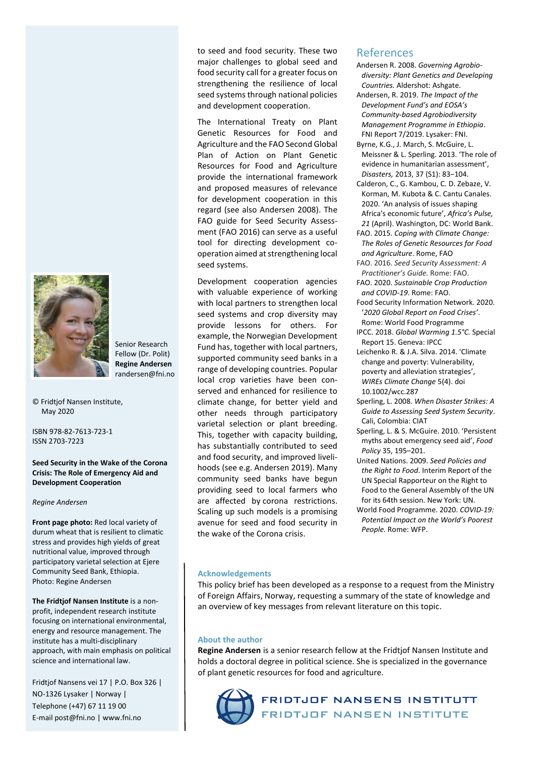to seed and food security. These two major challenges to global seed and food security call for a greater focus on strengthening the resilience of local seed systems through national policies and development cooperation.

The International Treaty on Plant Genetic Resources for Food and Agriculture and the FAO Second Global Plan of Action on Plant Genetic Resources for Food and Agriculture provide the international framework and proposed measures of relevance for development cooperation in this regard (see also Andersen 2008). The FAO guide for Seed Security Assessment (FAO 2016) can serve as a useful tool for directing development co-operation aimed at strengthening local seed systems.

Development cooperation agencies with valuable experience of working with local partners to strengthen local seed systems and crop diversity may provide lessons for others. For example, the Norwegian Development Fund has, together with local partners, supported community seed banks in a range of developing countries. Popular local crop varieties have been conserved and enhanced for resilience to climate change, for better yield and other needs through participatory varietal selection or plant breeding. This, together with capacity building, has substantially contributed to seed and food security, and improved livelihoods (see e.g. Andersen 2019). Many community seed banks have begun providing seed to local farmers who are affected by corona restrictions. Scaling up such models is a promising avenue for seed and food security in the wake of the Corona crisis.

## References

Andersen R. 2008. *Governing Agrobio­diversity: Plant Genetics and Developing Countries.* Aldershot: Ashgate.

Andersen, R. 2019. *The Impact of the Development Fund's and EOSA's Community-based Agrobiodiversity Management Programme in Ethiopia*. FNI Report 7/2019. Lysaker: FNI.

Byrne, K.G., J. March, S. McGuire, L. Meissner & L. Sperling. 2013. 'The role of evidence in humanitarian assessment', *Disasters,* 2013, 37 (S1): 83–104.

Calderon, C., G. Kambou, C. D. Zebaze, V. Korman, M. Kubota & C. Cantu Canales. 2020. 'An analysis of issues shaping Africa's economic future', *Africa's Pulse, 21* (April). Washington, DC: World Bank.

FAO. 2015. *Coping with Climate Change: The Roles of Genetic Resources for Food and Agriculture*. Rome, FAO

FAO. 2016. *Seed Security Assessment: A Practitioner's Guide.* Rome: FAO.

FAO. 2020. *Sustainable Crop Production and COVID-19.* Rome: FAO.

Food Security Information Network. 2020. '*2020 Global Report on Food Crises'*. Rome: World Food Programme

IPCC. 2018. *Global Warming 1.5°C.* Special Report 15. Geneva: IPCC

Leichenko R. & J.A. Silva. 2014. 'Climate change and poverty: Vulnerability, poverty and alleviation strategies', *WIREs Climate Change* 5(4). doi 10.1002/wcc.287

Sperling, L. 2008. *When Disaster Strikes: A Guide to Assessing Seed System Security*. Cali, Colombia: CIAT

Sperling, L. & S. McGuire. 2010. 'Persistent myths about emergency seed aid', *Food Policy* 35, 195–201.

United Nations. 2009. *Seed Policies and the Right to Food.* Interim Report of the UN Special Rapporteur on the Right to Food to the General Assembly of the UN for its 64th session. New York: UN.

World Food Programme. 2020. *COVID-19: Potential Impact on the World's Poorest People.* Rome: WFP.

### Acknowledgements

This policy brief has been developed as a response to a request from the Ministry of Foreign Affairs, Norway, requesting a summary of the state of knowledge and an overview of key messages from relevant literature on this topic.

### About the author

**Regine Andersen** is a senior research fellow at the Fridtjof Nansen Institute and holds a doctoral degree in political science. She is specialized in the governance of plant genetic resources for food and agriculture.

FRIDTJOF NANSENS INSTITUTT
FRIDTJOF NANSEN INSTITUTE

---

Senior Research Fellow (Dr. Polit)
**Regine Andersen**
randersen@fni.no

© Fridtjof Nansen Institute, May 2020

ISBN 978-82-7613-723-1
ISSN 2703-7223

**Seed Security in the Wake of the Corona Crisis: The Role of Emergency Aid and Development Cooperation**

*Regine Andersen*

**Front page photo:** Red local variety of durum wheat that is resilient to climatic stress and provides high yields of great nutritional value, improved through participatory varietal selection at Ejere Community Seed Bank, Ethiopia. Photo: Regine Andersen

**The Fridtjof Nansen Institute** is a non-profit, independent research institute focusing on international environmental, energy and resource management. The institute has a multi-disciplinary approach, with main emphasis on political science and international law.

Fridtjof Nansens vei 17 | P.O. Box 326 | NO-1326 Lysaker | Norway | Telephone (+47) 67 11 19 00
E-mail post@fni.no | www.fni.no